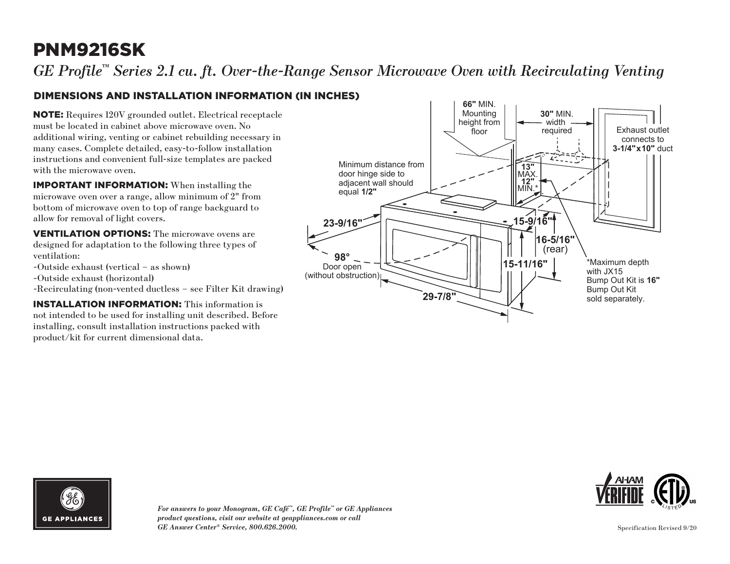# PNM9216SK

*GE Profile™ Series 2.1 cu. ft. Over-the-Range Sensor Microwave Oven with Recirculating Venting*

## DIMENSIONS AND INSTALLATION INFORMATION (IN INCHES)

**NOTE:** Requires 120V grounded outlet. Electrical receptacle must be located in cabinet above microwave oven. No additional wiring, venting or cabinet rebuilding necessary in many cases. Complete detailed, easy-to-follow installation instructions and convenient full-size templates are packed with the microwave oven.

**IMPORTANT INFORMATION:** When installing the microwave oven over a range, allow minimum of 2" from bottom of microwave oven to top of range backguard to allow for removal of light covers.

**VENTILATION OPTIONS:** The microwave ovens are designed for adaptation to the following three types of ventilation:

- Outside exhaust (vertical – as shown)
- Outside exhaust (horizontal)
- Recirculating (non-vented ductless – see Filter Kit drawing)

**INSTALLATION INFORMATION:** This information is not intended to be used for installing unit described. Before installing, consult installation instructions packed with product/kit for current dimensional data.

**66"** MIN. Mounting height from floor

**30"** MIN. width required

Exhaust outlet connects to **3-1/4"x10"** duct

Minimum distance from door hinge side to adjacent wall should equal **1/2"**

**13"** MAX. **12"** MIN.*

**23-9/16"**

**15-9/16"**

**16-5/16"** (rear)

**98°** Door open (without obstruction)

**15-11/16"**

**29-7/8"**

*Maximum depth with JX15 Bump Out Kit is **16"** Bump Out Kit sold separately.

*For answers to your Monogram, GE Café™, GE Profile™ or GE Appliances product questions, visit our website at geappliances.com or call GE Answer Center® Service, 800.626.2000.*

Specification Revised 9/20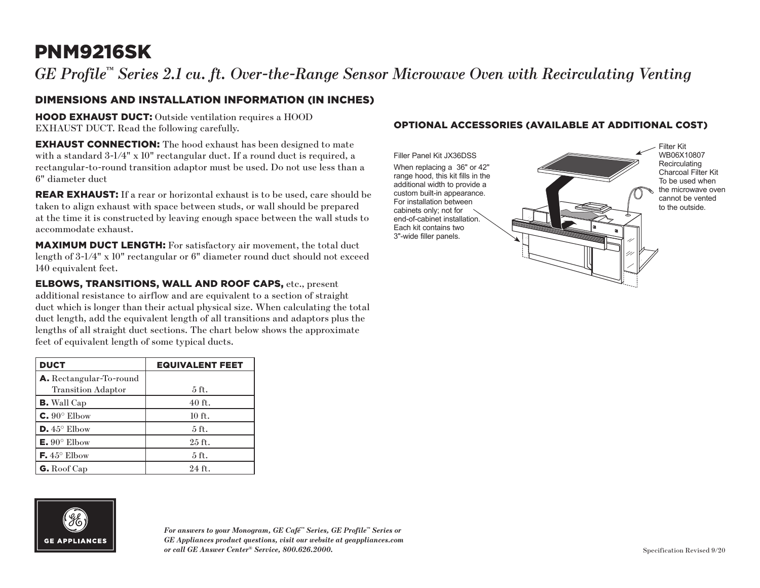# PNM9216SK

*GE Profile™ Series 2.1 cu. ft. Over-the-Range Sensor Microwave Oven with Recirculating Venting*

## DIMENSIONS AND INSTALLATION INFORMATION (IN INCHES)

**HOOD EXHAUST DUCT:** Outside ventilation requires a HOOD EXHAUST DUCT. Read the following carefully.

**EXHAUST CONNECTION:** The hood exhaust has been designed to mate with a standard 3-1/4" x 10" rectangular duct. If a round duct is required, a rectangular-to-round transition adaptor must be used. Do not use less than a 6" diameter duct

**REAR EXHAUST:** If a rear or horizontal exhaust is to be used, care should be taken to align exhaust with space between studs, or wall should be prepared at the time it is constructed by leaving enough space between the wall studs to accommodate exhaust.

**MAXIMUM DUCT LENGTH:** For satisfactory air movement, the total duct length of 3-1/4" x 10" rectangular or 6" diameter round duct should not exceed 140 equivalent feet.

**ELBOWS, TRANSITIONS, WALL AND ROOF CAPS,** etc., present additional resistance to airflow and are equivalent to a section of straight duct which is longer than their actual physical size. When calculating the total duct length, add the equivalent length of all transitions and adaptors plus the lengths of all straight duct sections. The chart below shows the approximate feet of equivalent length of some typical ducts.

| DUCT | EQUIVALENT FEET |
|---|---|
| **A.** Rectangular-To-round Transition Adaptor | 5 ft. |
| **B.** Wall Cap | 40 ft. |
| **C.** 90° Elbow | 10 ft. |
| **D.** 45° Elbow | 5 ft. |
| **E.** 90° Elbow | 25 ft. |
| **F.** 45° Elbow | 5 ft. |
| **G.** Roof Cap | 24 ft. |

## OPTIONAL ACCESSORIES (AVAILABLE AT ADDITIONAL COST)

Filler Panel Kit JX36DSS

When replacing a 36" or 42" range hood, this kit fills in the additional width to provide a custom built-in appearance. For installation between cabinets only; not for end-of-cabinet installation. Each kit contains two 3"-wide filler panels.

Filter Kit WB06X10807

Recirculating Charcoal Filter Kit To be used when the microwave oven cannot be vented to the outside.

*For answers to your Monogram, GE Café™ Series, GE Profile™ Series or GE Appliances product questions, visit our website at geappliances.com or call GE Answer Center® Service, 800.626.2000.*

Specification Revised 9/20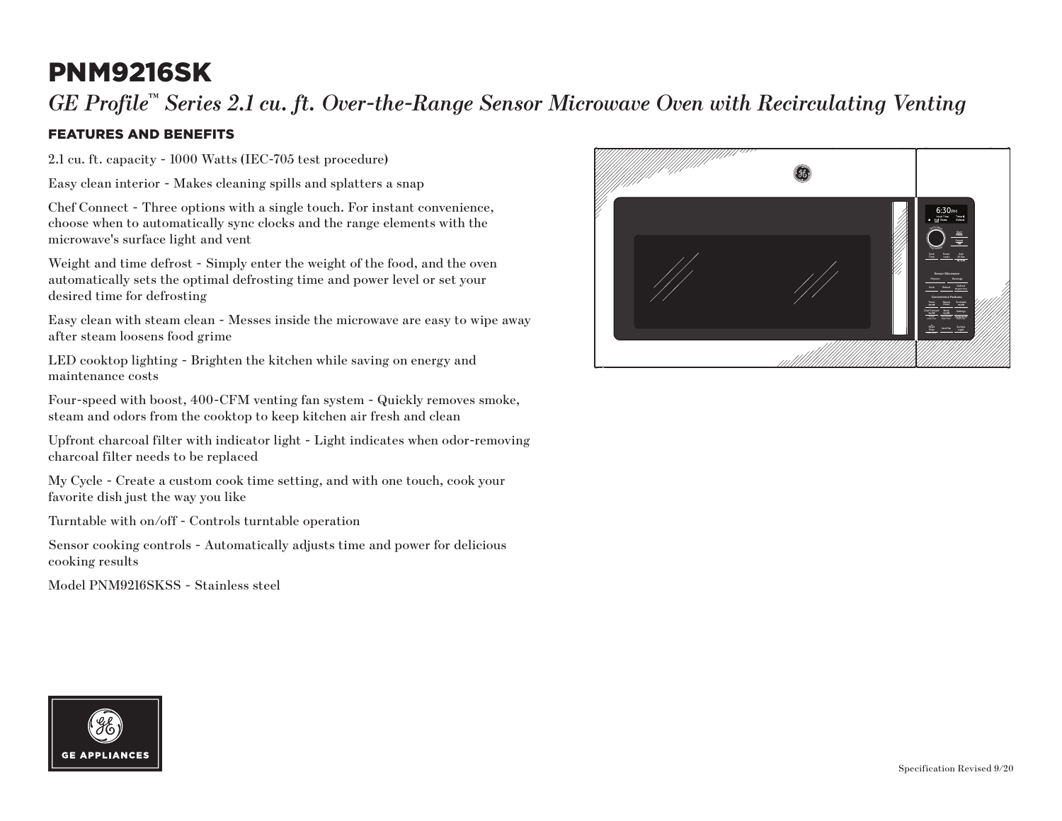# PNM9216SK

## *GE Profile™ Series 2.1 cu. ft. Over-the-Range Sensor Microwave Oven with Recirculating Venting*

### FEATURES AND BENEFITS

2.1 cu. ft. capacity - 1000 Watts (IEC-705 test procedure)

Easy clean interior - Makes cleaning spills and splatters a snap

Chef Connect - Three options with a single touch. For instant convenience, choose when to automatically sync clocks and the range elements with the microwave's surface light and vent

Weight and time defrost - Simply enter the weight of the food, and the oven automatically sets the optimal defrosting time and power level or set your desired time for defrosting

Easy clean with steam clean - Messes inside the microwave are easy to wipe away after steam loosens food grime

LED cooktop lighting - Brighten the kitchen while saving on energy and maintenance costs

Four-speed with boost, 400-CFM venting fan system - Quickly removes smoke, steam and odors from the cooktop to keep kitchen air fresh and clean

Upfront charcoal filter with indicator light - Light indicates when odor-removing charcoal filter needs to be replaced

My Cycle - Create a custom cook time setting, and with one touch, cook your favorite dish just the way you like

Turntable with on/off - Controls turntable operation

Sensor cooking controls - Automatically adjusts time and power for delicious cooking results

Model PNM9216SKSS - Stainless steel

GE APPLIANCES

Specification Revised 9/20